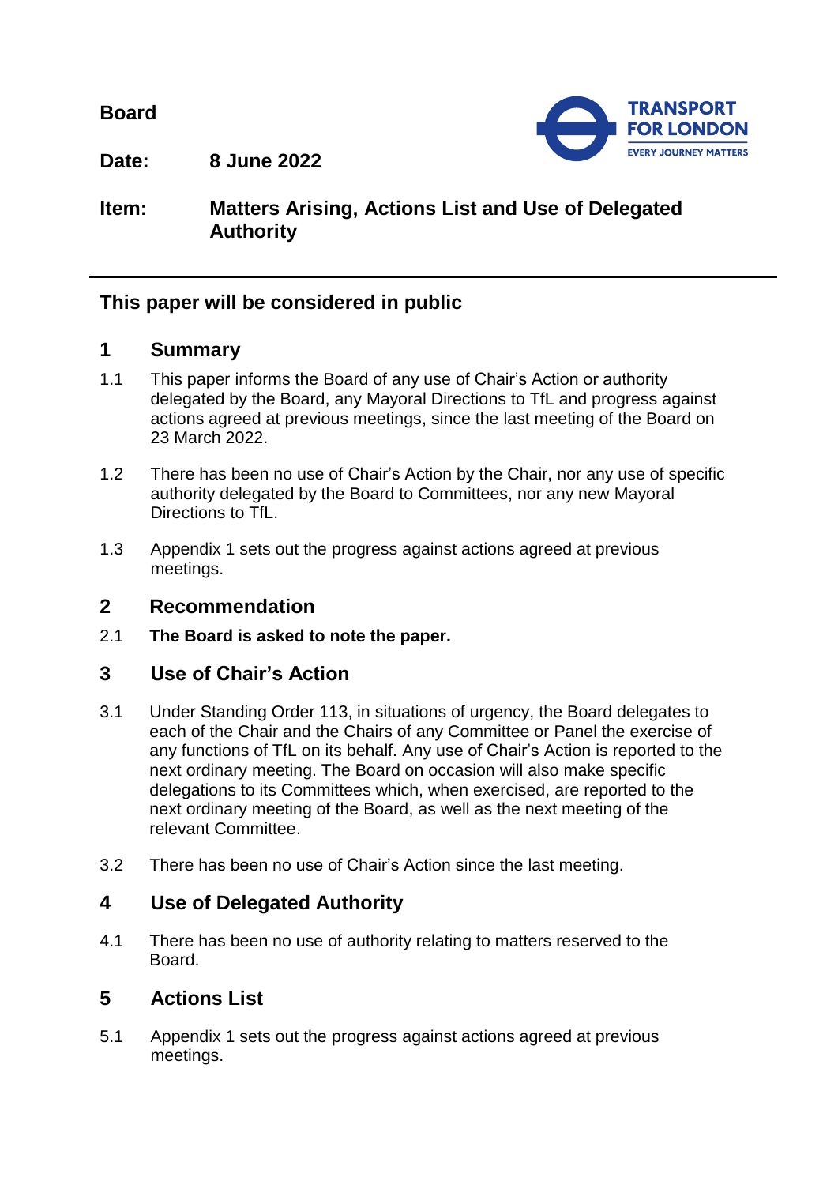**Board**

**Date:** **8 June 2022**

**Item:** **Matters Arising, Actions List and Use of Delegated Authority**

## This paper will be considered in public

## 1 Summary

1.1 This paper informs the Board of any use of Chair's Action or authority delegated by the Board, any Mayoral Directions to TfL and progress against actions agreed at previous meetings, since the last meeting of the Board on 23 March 2022.

1.2 There has been no use of Chair's Action by the Chair, nor any use of specific authority delegated by the Board to Committees, nor any new Mayoral Directions to TfL.

1.3 Appendix 1 sets out the progress against actions agreed at previous meetings.

## 2 Recommendation

2.1 **The Board is asked to note the paper.**

## 3 Use of Chair's Action

3.1 Under Standing Order 113, in situations of urgency, the Board delegates to each of the Chair and the Chairs of any Committee or Panel the exercise of any functions of TfL on its behalf. Any use of Chair's Action is reported to the next ordinary meeting. The Board on occasion will also make specific delegations to its Committees which, when exercised, are reported to the next ordinary meeting of the Board, as well as the next meeting of the relevant Committee.

3.2 There has been no use of Chair's Action since the last meeting.

## 4 Use of Delegated Authority

4.1 There has been no use of authority relating to matters reserved to the Board.

## 5 Actions List

5.1 Appendix 1 sets out the progress against actions agreed at previous meetings.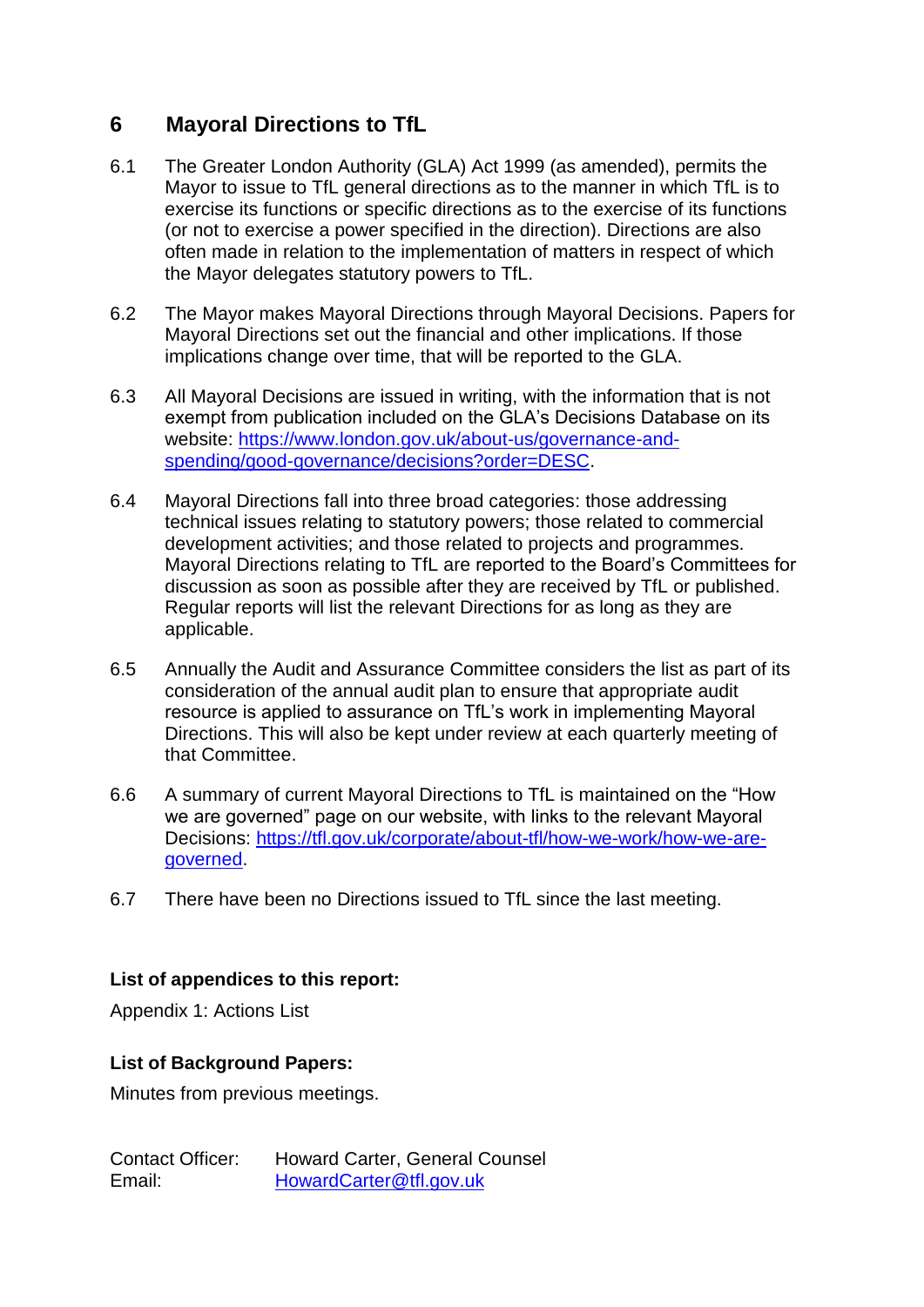## 6 Mayoral Directions to TfL

6.1 The Greater London Authority (GLA) Act 1999 (as amended), permits the Mayor to issue to TfL general directions as to the manner in which TfL is to exercise its functions or specific directions as to the exercise of its functions (or not to exercise a power specified in the direction). Directions are also often made in relation to the implementation of matters in respect of which the Mayor delegates statutory powers to TfL.

6.2 The Mayor makes Mayoral Directions through Mayoral Decisions. Papers for Mayoral Directions set out the financial and other implications. If those implications change over time, that will be reported to the GLA.

6.3 All Mayoral Decisions are issued in writing, with the information that is not exempt from publication included on the GLA's Decisions Database on its website: [https://www.london.gov.uk/about-us/governance-and-spending/good-governance/decisions?order=DESC](https://www.london.gov.uk/about-us/governance-and-spending/good-governance/decisions?order=DESC).

6.4 Mayoral Directions fall into three broad categories: those addressing technical issues relating to statutory powers; those related to commercial development activities; and those related to projects and programmes. Mayoral Directions relating to TfL are reported to the Board's Committees for discussion as soon as possible after they are received by TfL or published. Regular reports will list the relevant Directions for as long as they are applicable.

6.5 Annually the Audit and Assurance Committee considers the list as part of its consideration of the annual audit plan to ensure that appropriate audit resource is applied to assurance on TfL's work in implementing Mayoral Directions. This will also be kept under review at each quarterly meeting of that Committee.

6.6 A summary of current Mayoral Directions to TfL is maintained on the "How we are governed" page on our website, with links to the relevant Mayoral Decisions: [https://tfl.gov.uk/corporate/about-tfl/how-we-work/how-we-are-governed](https://tfl.gov.uk/corporate/about-tfl/how-we-work/how-we-are-governed).

6.7 There have been no Directions issued to TfL since the last meeting.

**List of appendices to this report:**

Appendix 1: Actions List

**List of Background Papers:**

Minutes from previous meetings.

Contact Officer: Howard Carter, General Counsel
Email: [HowardCarter@tfl.gov.uk](mailto:HowardCarter@tfl.gov.uk)